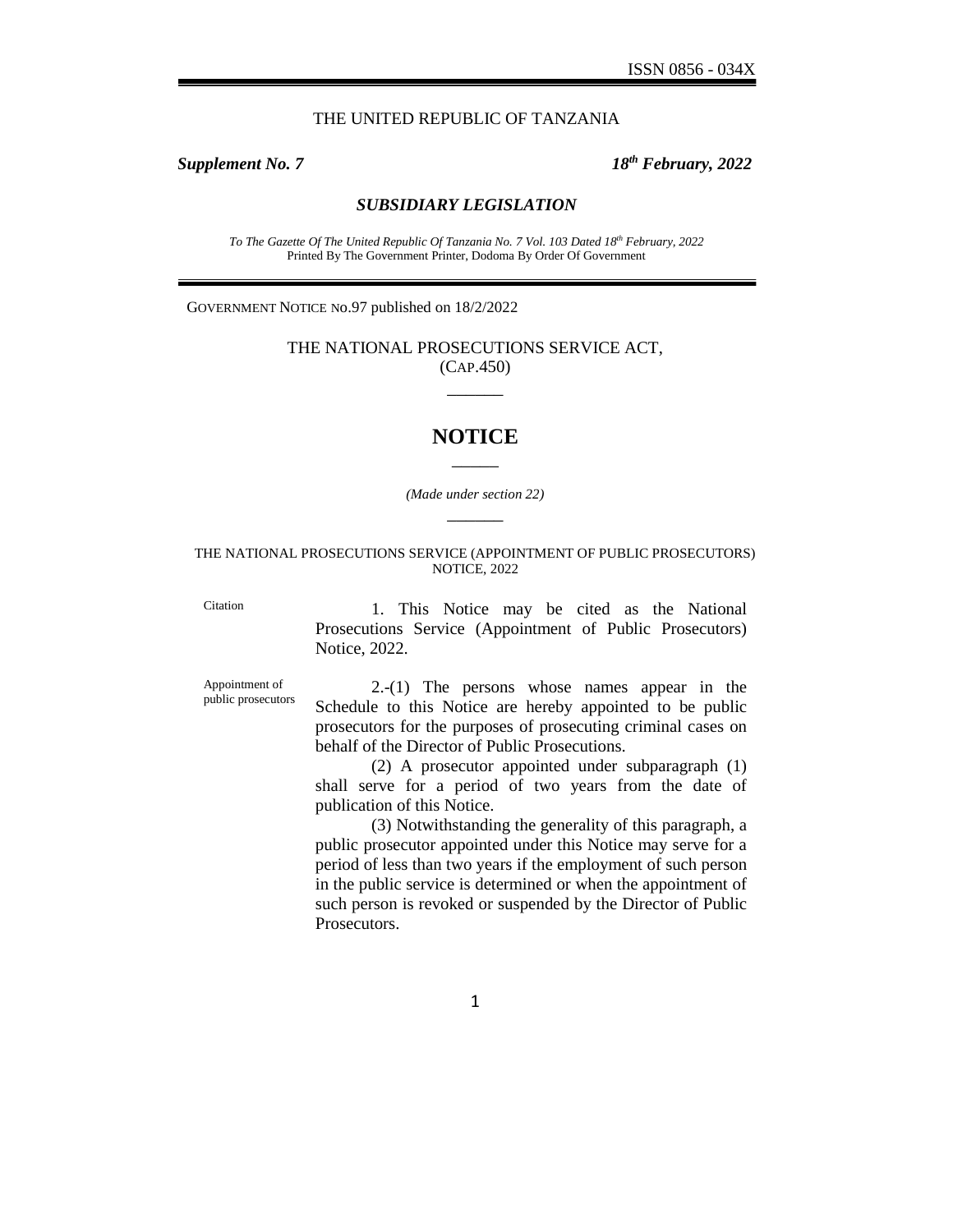ISSN 0856 - 034X

THE UNITED REPUBLIC OF TANZANIA

***Supplement No. 7*** ***18th February, 2022***

## *SUBSIDIARY LEGISLATION*

*To The Gazette Of The United Republic Of Tanzania No. 7 Vol. 103 Dated 18th February, 2022*
Printed By The Government Printer, Dodoma By Order Of Government

GOVERNMENT NOTICE NO.97 published on 18/2/2022

THE NATIONAL PROSECUTIONS SERVICE ACT,
(CAP.450)

# NOTICE

*(Made under section 22)*

THE NATIONAL PROSECUTIONS SERVICE (APPOINTMENT OF PUBLIC PROSECUTORS) NOTICE, 2022

Citation

1. This Notice may be cited as the National Prosecutions Service (Appointment of Public Prosecutors) Notice, 2022.

Appointment of public prosecutors

2.-(1) The persons whose names appear in the Schedule to this Notice are hereby appointed to be public prosecutors for the purposes of prosecuting criminal cases on behalf of the Director of Public Prosecutions.

(2) A prosecutor appointed under subparagraph (1) shall serve for a period of two years from the date of publication of this Notice.

(3) Notwithstanding the generality of this paragraph, a public prosecutor appointed under this Notice may serve for a period of less than two years if the employment of such person in the public service is determined or when the appointment of such person is revoked or suspended by the Director of Public Prosecutors.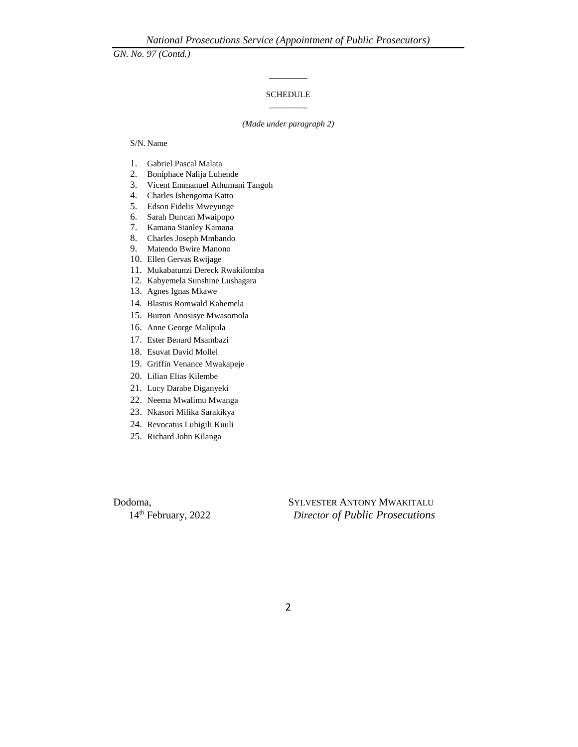GN. No. 97 (Contd.)

SCHEDULE

*(Made under paragraph 2)*

S/N. Name

1. Gabriel Pascal Malata
2. Boniphace Nalija Luhende
3. Vicent Emmanuel Athumani Tangoh
4. Charles Ishengoma Katto
5. Edson Fidelis Mweyunge
6. Sarah Duncan Mwaipopo
7. Kamana Stanley Kamana
8. Charles Joseph Mmbando
9. Matendo Bwire Manono
10. Ellen Gervas Rwijage
11. Mukabatunzi Dereck Rwakilomba
12. Kabyemela Sunshine Lushagara
13. Agnes Ignas Mkawe
14. Blastus Romwald Kahemela
15. Burton Anosisye Mwasomola
16. Anne George Malipula
17. Ester Benard Msambazi
18. Esuvat David Mollel
19. Griffin Venance Mwakapeje
20. Lilian Elias Kilembe
21. Lucy Darabe Diganyeki
22. Neema Mwalimu Mwanga
23. Nkasori Milika Sarakikya
24. Revocatus Lubigili Kuuli
25. Richard John Kilanga

Dodoma,
14th February, 2022

SYLVESTER ANTONY MWAKITALU
*Director of Public Prosecutions*